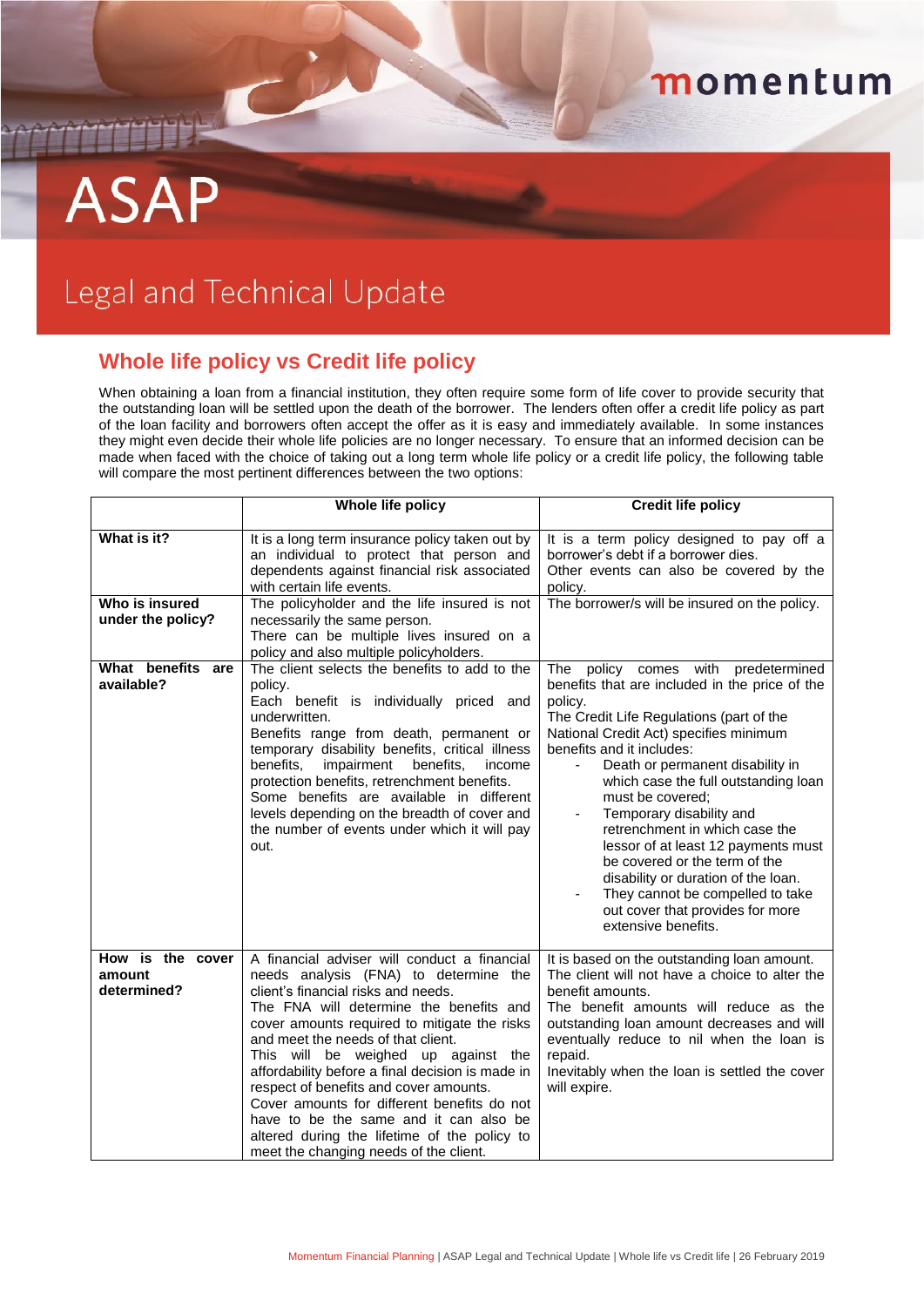momentum

# ASAP

## Legal and Technical Update

## Whole life policy vs Credit life policy

When obtaining a loan from a financial institution, they often require some form of life cover to provide security that the outstanding loan will be settled upon the death of the borrower. The lenders often offer a credit life policy as part of the loan facility and borrowers often accept the offer as it is easy and immediately available. In some instances they might even decide their whole life policies are no longer necessary. To ensure that an informed decision can be made when faced with the choice of taking out a long term whole life policy or a credit life policy, the following table will compare the most pertinent differences between the two options:

| | **Whole life policy** | **Credit life policy** |
|---|---|---|
| **What is it?** | It is a long term insurance policy taken out by an individual to protect that person and dependents against financial risk associated with certain life events. | It is a term policy designed to pay off a borrower's debt if a borrower dies. Other events can also be covered by the policy. |
| **Who is insured under the policy?** | The policyholder and the life insured is not necessarily the same person. There can be multiple lives insured on a policy and also multiple policyholders. | The borrower/s will be insured on the policy. |
| **What benefits are available?** | The client selects the benefits to add to the policy. Each benefit is individually priced and underwritten. Benefits range from death, permanent or temporary disability benefits, critical illness benefits, impairment benefits, income protection benefits, retrenchment benefits. Some benefits are available in different levels depending on the breadth of cover and the number of events under which it will pay out. | The policy comes with predetermined benefits that are included in the price of the policy. The Credit Life Regulations (part of the National Credit Act) specifies minimum benefits and it includes: <br> - Death or permanent disability in which case the full outstanding loan must be covered; <br> - Temporary disability and retrenchment in which case the lessor of at least 12 payments must be covered or the term of the disability or duration of the loan. <br> - They cannot be compelled to take out cover that provides for more extensive benefits. |
| **How is the cover amount determined?** | A financial adviser will conduct a financial needs analysis (FNA) to determine the client's financial risks and needs. The FNA will determine the benefits and cover amounts required to mitigate the risks and meet the needs of that client. This will be weighed up against the affordability before a final decision is made in respect of benefits and cover amounts. Cover amounts for different benefits do not have to be the same and it can also be altered during the lifetime of the policy to meet the changing needs of the client. | It is based on the outstanding loan amount. The client will not have a choice to alter the benefit amounts. The benefit amounts will reduce as the outstanding loan amount decreases and will eventually reduce to nil when the loan is repaid. Inevitably when the loan is settled the cover will expire. |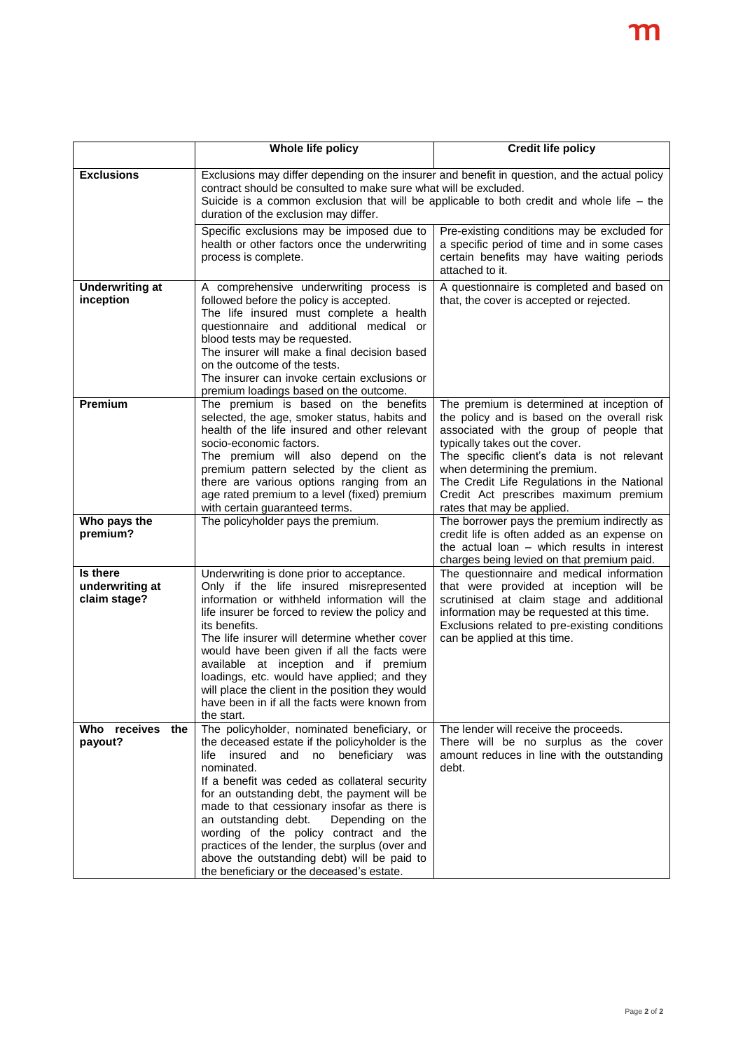| | Whole life policy | Credit life policy |
|---|---|---|
| **Exclusions** | Exclusions may differ depending on the insurer and benefit in question, and the actual policy contract should be consulted to make sure what will be excluded. Suicide is a common exclusion that will be applicable to both credit and whole life – the duration of the exclusion may differ. | |
| | Specific exclusions may be imposed due to health or other factors once the underwriting process is complete. | Pre-existing conditions may be excluded for a specific period of time and in some cases certain benefits may have waiting periods attached to it. |
| **Underwriting at inception** | A comprehensive underwriting process is followed before the policy is accepted. The life insured must complete a health questionnaire and additional medical or blood tests may be requested. The insurer will make a final decision based on the outcome of the tests. The insurer can invoke certain exclusions or premium loadings based on the outcome. | A questionnaire is completed and based on that, the cover is accepted or rejected. |
| **Premium** | The premium is based on the benefits selected, the age, smoker status, habits and health of the life insured and other relevant socio-economic factors. The premium will also depend on the premium pattern selected by the client as there are various options ranging from an age rated premium to a level (fixed) premium with certain guaranteed terms. | The premium is determined at inception of the policy and is based on the overall risk associated with the group of people that typically takes out the cover. The specific client's data is not relevant when determining the premium. The Credit Life Regulations in the National Credit Act prescribes maximum premium rates that may be applied. |
| **Who pays the premium?** | The policyholder pays the premium. | The borrower pays the premium indirectly as credit life is often added as an expense on the actual loan – which results in interest charges being levied on that premium paid. |
| **Is there underwriting at claim stage?** | Underwriting is done prior to acceptance. Only if the life insured misrepresented information or withheld information will the life insurer be forced to review the policy and its benefits. The life insurer will determine whether cover would have been given if all the facts were available at inception and if premium loadings, etc. would have applied; and they will place the client in the position they would have been in if all the facts were known from the start. | The questionnaire and medical information that were provided at inception will be scrutinised at claim stage and additional information may be requested at this time. Exclusions related to pre-existing conditions can be applied at this time. |
| **Who receives the payout?** | The policyholder, nominated beneficiary, or the deceased estate if the policyholder is the life insured and no beneficiary was nominated. If a benefit was ceded as collateral security for an outstanding debt, the payment will be made to that cessionary insofar as there is an outstanding debt. Depending on the wording of the policy contract and the practices of the lender, the surplus (over and above the outstanding debt) will be paid to the beneficiary or the deceased's estate. | The lender will receive the proceeds. There will be no surplus as the cover amount reduces in line with the outstanding debt. |